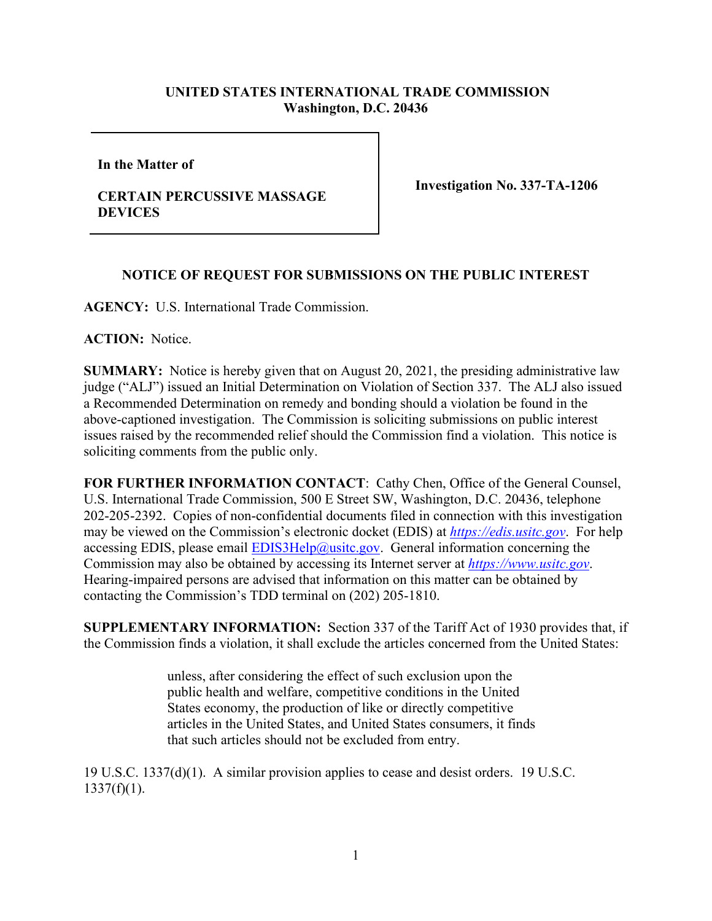**UNITED STATES INTERNATIONAL TRADE COMMISSION**
**Washington, D.C. 20436**

| | |
|---|---|
| **In the Matter of**<br><br>**CERTAIN PERCUSSIVE MASSAGE DEVICES** | **Investigation No. 337-TA-1206** |

**NOTICE OF REQUEST FOR SUBMISSIONS ON THE PUBLIC INTEREST**

**AGENCY:** U.S. International Trade Commission.

**ACTION:** Notice.

**SUMMARY:** Notice is hereby given that on August 20, 2021, the presiding administrative law judge ("ALJ") issued an Initial Determination on Violation of Section 337. The ALJ also issued a Recommended Determination on remedy and bonding should a violation be found in the above-captioned investigation. The Commission is soliciting submissions on public interest issues raised by the recommended relief should the Commission find a violation. This notice is soliciting comments from the public only.

**FOR FURTHER INFORMATION CONTACT**: Cathy Chen, Office of the General Counsel, U.S. International Trade Commission, 500 E Street SW, Washington, D.C. 20436, telephone 202-205-2392. Copies of non-confidential documents filed in connection with this investigation may be viewed on the Commission's electronic docket (EDIS) at *https://edis.usitc.gov*. For help accessing EDIS, please email EDIS3Help@usitc.gov. General information concerning the Commission may also be obtained by accessing its Internet server at *https://www.usitc.gov*. Hearing-impaired persons are advised that information on this matter can be obtained by contacting the Commission's TDD terminal on (202) 205-1810.

**SUPPLEMENTARY INFORMATION:** Section 337 of the Tariff Act of 1930 provides that, if the Commission finds a violation, it shall exclude the articles concerned from the United States:

> unless, after considering the effect of such exclusion upon the public health and welfare, competitive conditions in the United States economy, the production of like or directly competitive articles in the United States, and United States consumers, it finds that such articles should not be excluded from entry.

19 U.S.C. 1337(d)(1). A similar provision applies to cease and desist orders. 19 U.S.C. 1337(f)(1).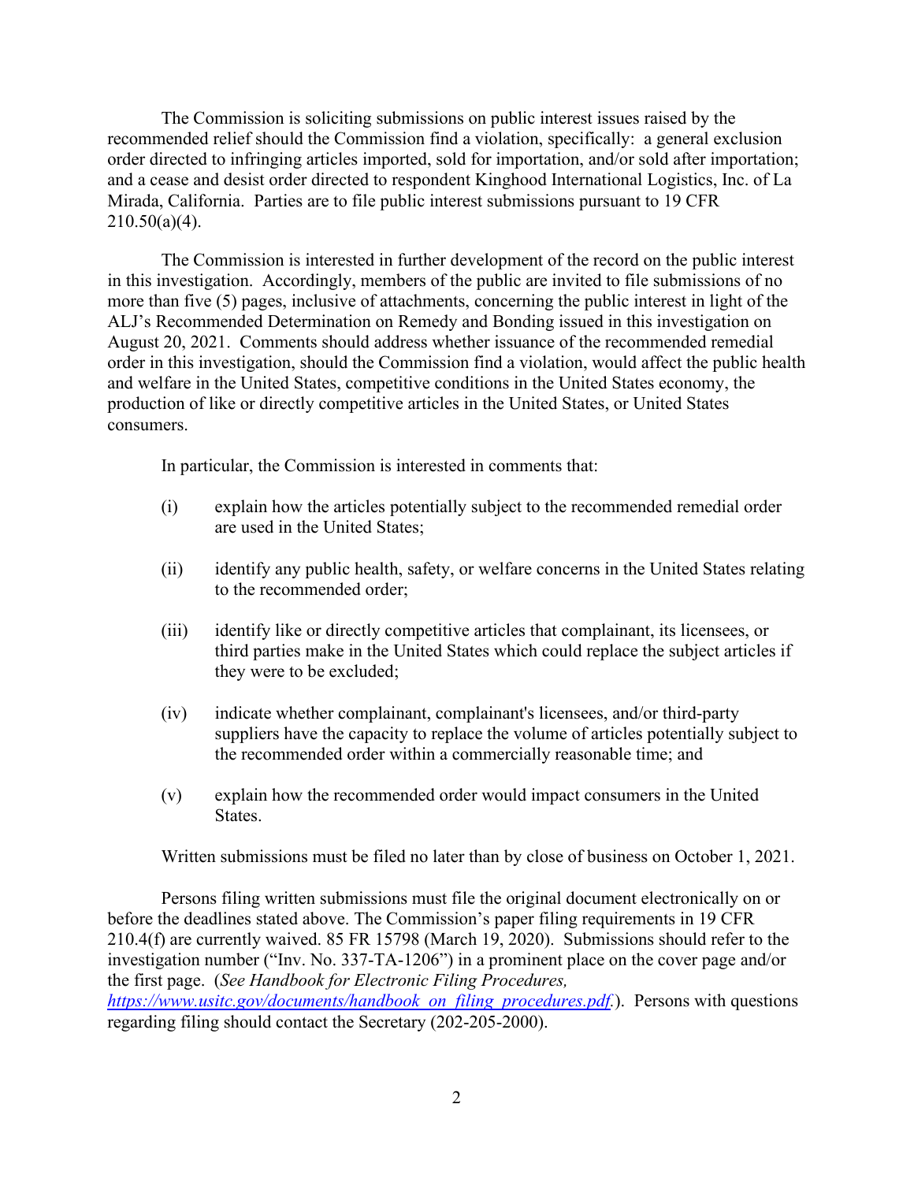The Commission is soliciting submissions on public interest issues raised by the recommended relief should the Commission find a violation, specifically: a general exclusion order directed to infringing articles imported, sold for importation, and/or sold after importation; and a cease and desist order directed to respondent Kinghood International Logistics, Inc. of La Mirada, California. Parties are to file public interest submissions pursuant to 19 CFR 210.50(a)(4).

The Commission is interested in further development of the record on the public interest in this investigation. Accordingly, members of the public are invited to file submissions of no more than five (5) pages, inclusive of attachments, concerning the public interest in light of the ALJ's Recommended Determination on Remedy and Bonding issued in this investigation on August 20, 2021. Comments should address whether issuance of the recommended remedial order in this investigation, should the Commission find a violation, would affect the public health and welfare in the United States, competitive conditions in the United States economy, the production of like or directly competitive articles in the United States, or United States consumers.

In particular, the Commission is interested in comments that:

(i) explain how the articles potentially subject to the recommended remedial order are used in the United States;

(ii) identify any public health, safety, or welfare concerns in the United States relating to the recommended order;

(iii) identify like or directly competitive articles that complainant, its licensees, or third parties make in the United States which could replace the subject articles if they were to be excluded;

(iv) indicate whether complainant, complainant's licensees, and/or third-party suppliers have the capacity to replace the volume of articles potentially subject to the recommended order within a commercially reasonable time; and

(v) explain how the recommended order would impact consumers in the United States.

Written submissions must be filed no later than by close of business on October 1, 2021.

Persons filing written submissions must file the original document electronically on or before the deadlines stated above. The Commission's paper filing requirements in 19 CFR 210.4(f) are currently waived. 85 FR 15798 (March 19, 2020). Submissions should refer to the investigation number ("Inv. No. 337-TA-1206") in a prominent place on the cover page and/or the first page. (*See Handbook for Electronic Filing Procedures, https://www.usitc.gov/documents/handbook_on_filing_procedures.pdf.*). Persons with questions regarding filing should contact the Secretary (202-205-2000).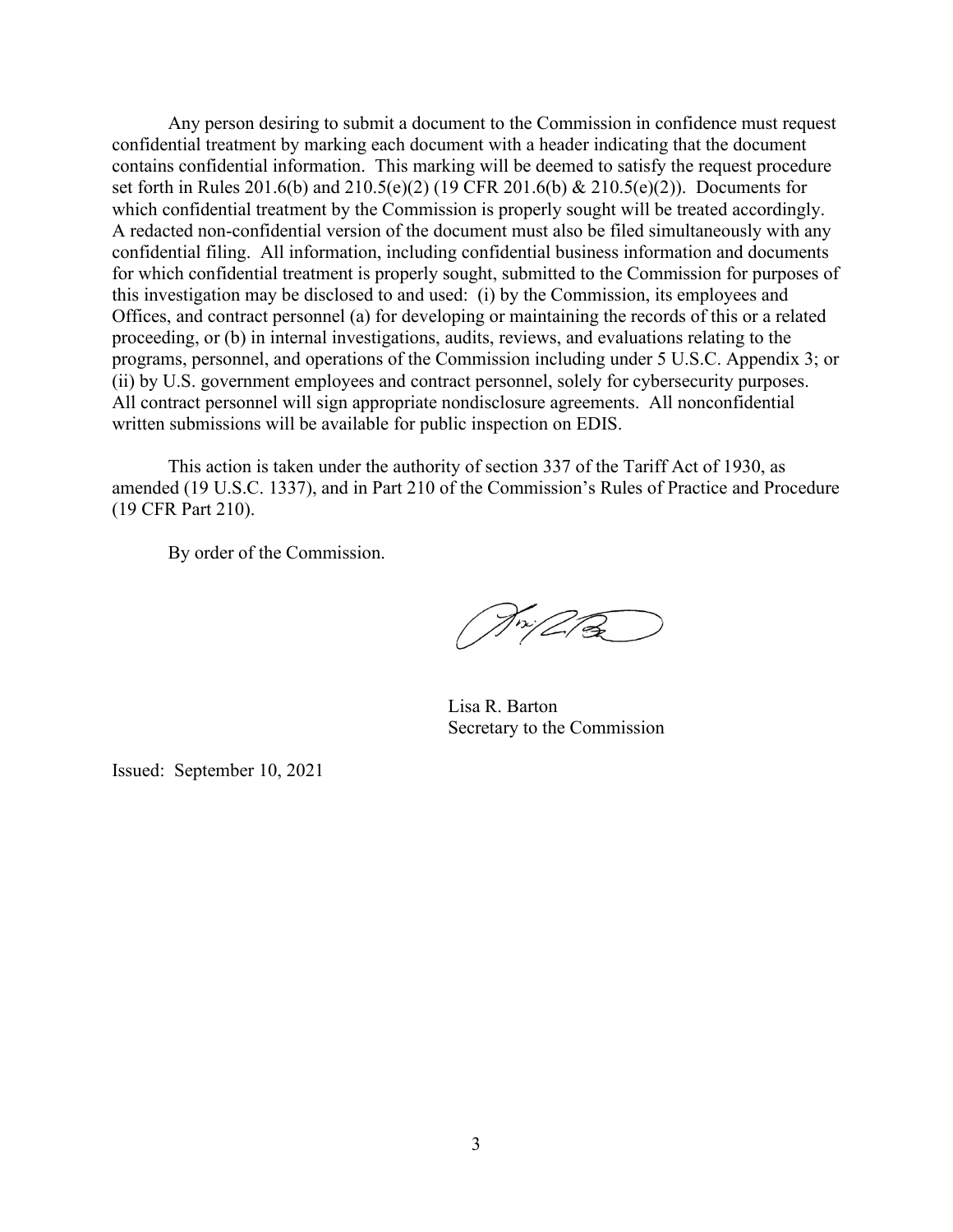Any person desiring to submit a document to the Commission in confidence must request confidential treatment by marking each document with a header indicating that the document contains confidential information. This marking will be deemed to satisfy the request procedure set forth in Rules 201.6(b) and 210.5(e)(2) (19 CFR 201.6(b) & 210.5(e)(2)). Documents for which confidential treatment by the Commission is properly sought will be treated accordingly. A redacted non-confidential version of the document must also be filed simultaneously with any confidential filing. All information, including confidential business information and documents for which confidential treatment is properly sought, submitted to the Commission for purposes of this investigation may be disclosed to and used: (i) by the Commission, its employees and Offices, and contract personnel (a) for developing or maintaining the records of this or a related proceeding, or (b) in internal investigations, audits, reviews, and evaluations relating to the programs, personnel, and operations of the Commission including under 5 U.S.C. Appendix 3; or (ii) by U.S. government employees and contract personnel, solely for cybersecurity purposes. All contract personnel will sign appropriate nondisclosure agreements. All nonconfidential written submissions will be available for public inspection on EDIS.

This action is taken under the authority of section 337 of the Tariff Act of 1930, as amended (19 U.S.C. 1337), and in Part 210 of the Commission's Rules of Practice and Procedure (19 CFR Part 210).

By order of the Commission.

Lisa R. Barton
Secretary to the Commission

Issued: September 10, 2021